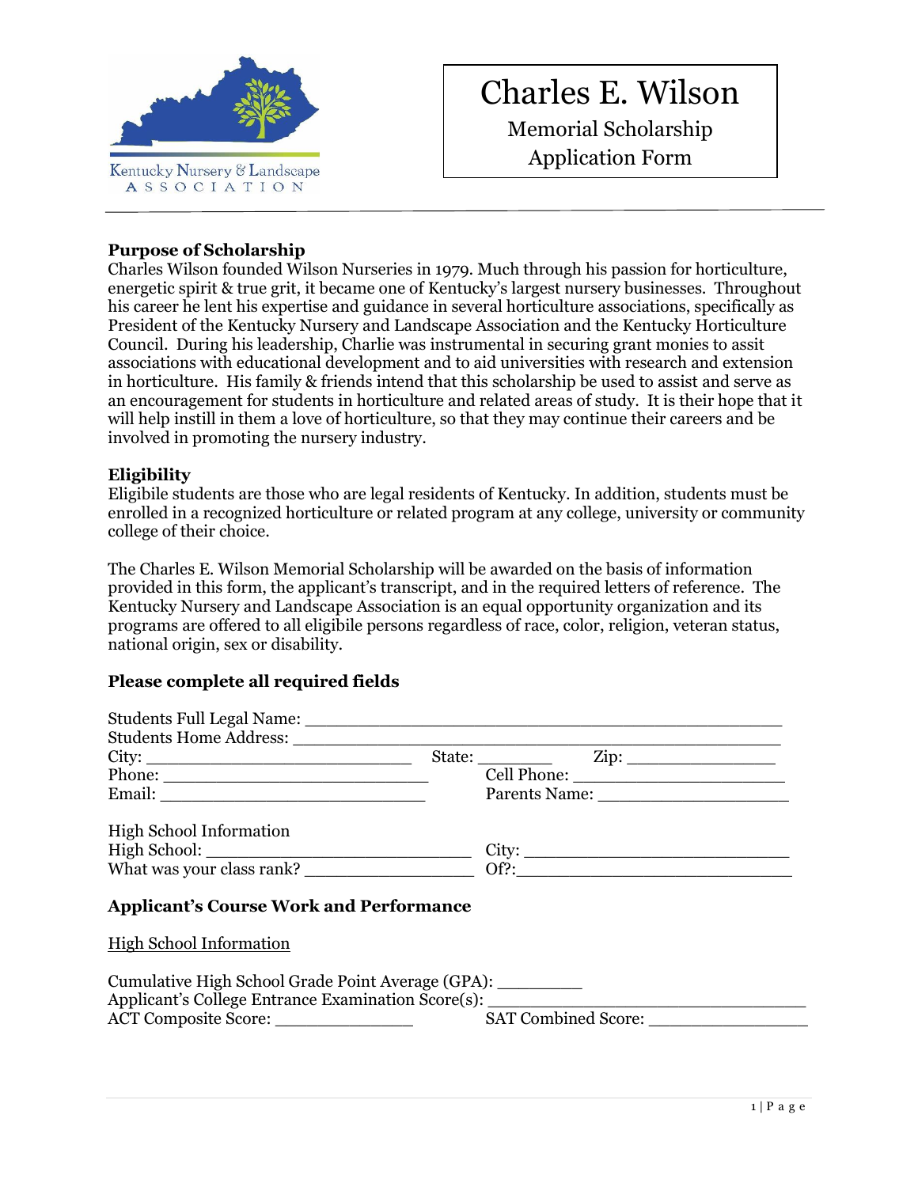Kentucky Nursery & Landscape ASSOCIATION

# Charles E. Wilson

Memorial Scholarship
Application Form

---

**Purpose of Scholarship**
Charles Wilson founded Wilson Nurseries in 1979. Much through his passion for horticulture, energetic spirit & true grit, it became one of Kentucky's largest nursery businesses. Throughout his career he lent his expertise and guidance in several horticulture associations, specifically as President of the Kentucky Nursery and Landscape Association and the Kentucky Horticulture Council. During his leadership, Charlie was instrumental in securing grant monies to assit associations with educational development and to aid universities with research and extension in horticulture. His family & friends intend that this scholarship be used to assist and serve as an encouragement for students in horticulture and related areas of study. It is their hope that it will help instill in them a love of horticulture, so that they may continue their careers and be involved in promoting the nursery industry.

**Eligibility**
Eligibile students are those who are legal residents of Kentucky. In addition, students must be enrolled in a recognized horticulture or related program at any college, university or community college of their choice.

The Charles E. Wilson Memorial Scholarship will be awarded on the basis of information provided in this form, the applicant's transcript, and in the required letters of reference. The Kentucky Nursery and Landscape Association is an equal opportunity organization and its programs are offered to all eligibile persons regardless of race, color, religion, veteran status, national origin, sex or disability.

**Please complete all required fields**

Students Full Legal Name: ______________________________________________
Students Home Address: ______________________________________________
City: __________________________ State: ________ Zip: _______________
Phone: __________________________ Cell Phone: _____________________
Email: __________________________ Parents Name: ___________________

High School Information
High School: __________________________ City: __________________________
What was your class rank? ________________ Of?:__________________________

**Applicant's Course Work and Performance**

High School Information

Cumulative High School Grade Point Average (GPA): _________
Applicant's College Entrance Examination Score(s): _______________________________
ACT Composite Score: ______________ SAT Combined Score: ________________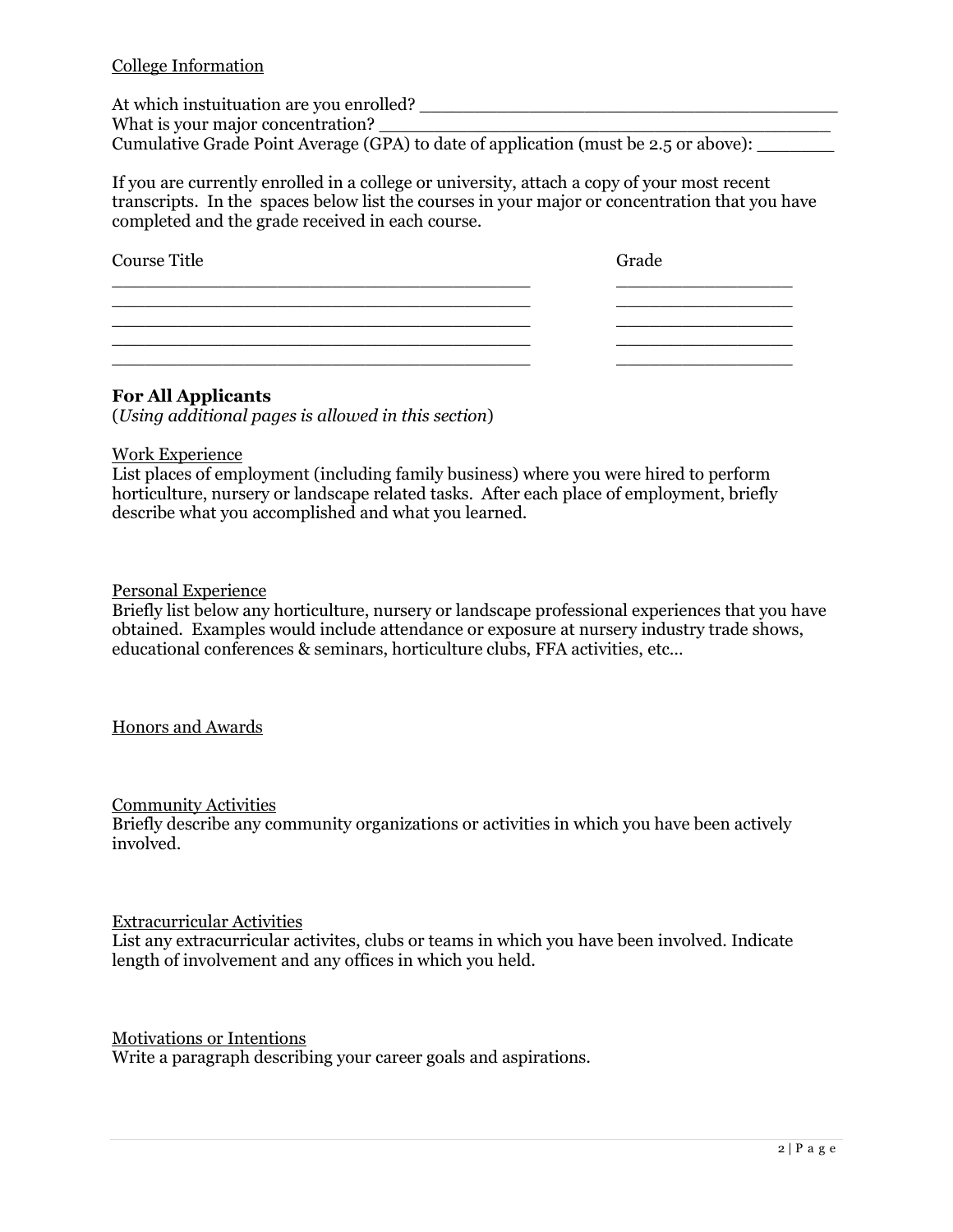College Information

At which instuituation are you enrolled? ________________________________________
What is your major concentration? ___________________________________________
Cumulative Grade Point Average (GPA) to date of application (must be 2.5 or above): _______

If you are currently enrolled in a college or university, attach a copy of your most recent transcripts. In the spaces below list the courses in your major or concentration that you have completed and the grade received in each course.

| Course Title | Grade |
| --- | --- |
| ________________________________________ | _________________ |
| ________________________________________ | _________________ |
| ________________________________________ | _________________ |
| ________________________________________ | _________________ |
| ________________________________________ | _________________ |

**For All Applicants**
(*Using additional pages is allowed in this section*)

Work Experience
List places of employment (including family business) where you were hired to perform horticulture, nursery or landscape related tasks. After each place of employment, briefly describe what you accomplished and what you learned.

Personal Experience
Briefly list below any horticulture, nursery or landscape professional experiences that you have obtained. Examples would include attendance or exposure at nursery industry trade shows, educational conferences & seminars, horticulture clubs, FFA activities, etc…

Honors and Awards

Community Activities
Briefly describe any community organizations or activities in which you have been actively involved.

Extracurricular Activities
List any extracurricular activites, clubs or teams in which you have been involved. Indicate length of involvement and any offices in which you held.

Motivations or Intentions
Write a paragraph describing your career goals and aspirations.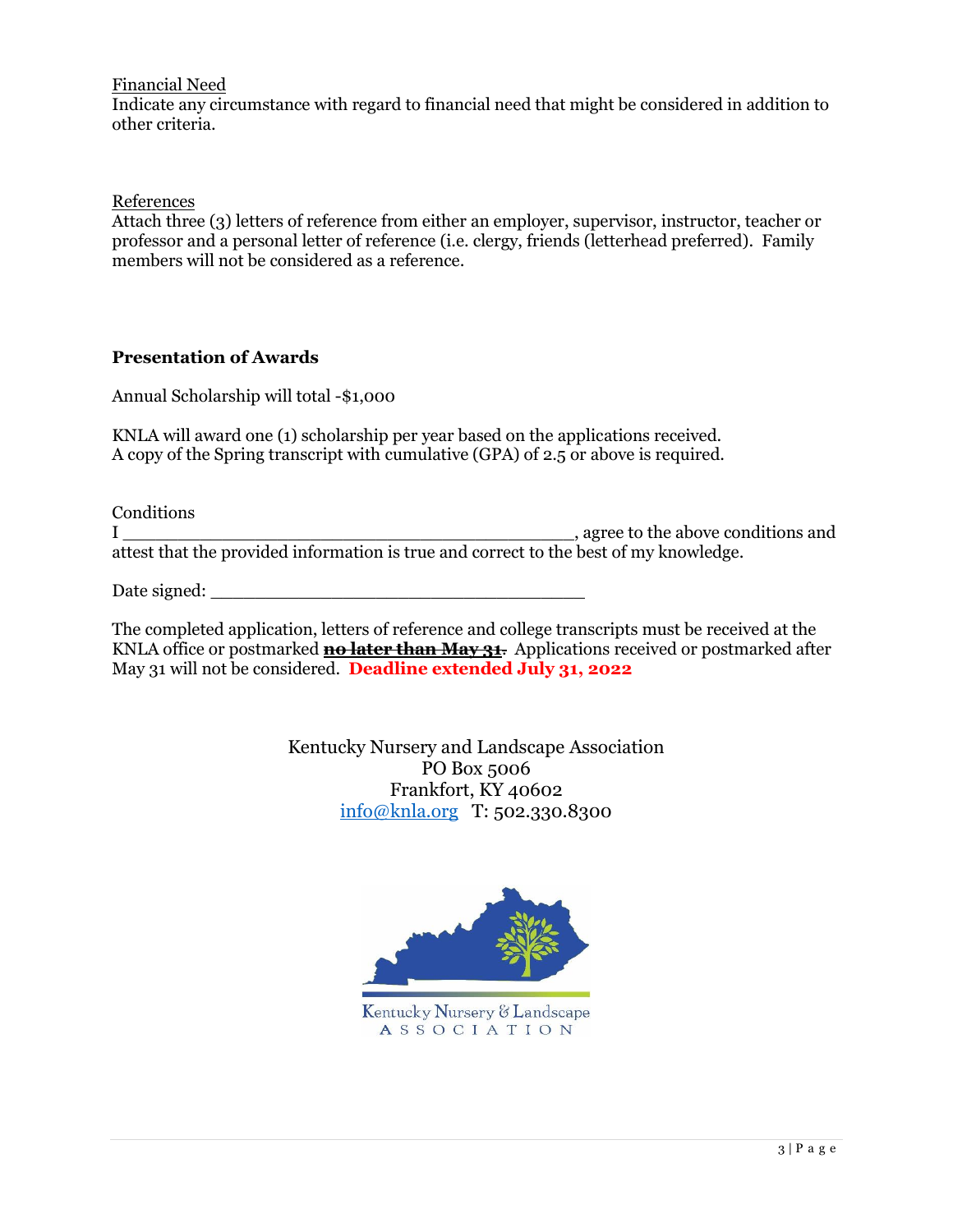<u>Financial Need</u>
Indicate any circumstance with regard to financial need that might be considered in addition to other criteria.

<u>References</u>
Attach three (3) letters of reference from either an employer, supervisor, instructor, teacher or professor and a personal letter of reference (i.e. clergy, friends (letterhead preferred). Family members will not be considered as a reference.

## Presentation of Awards

Annual Scholarship will total -$1,000

KNLA will award one (1) scholarship per year based on the applications received.
A copy of the Spring transcript with cumulative (GPA) of 2.5 or above is required.

Conditions
I ____________________________________________, agree to the above conditions and attest that the provided information is true and correct to the best of my knowledge.

Date signed: ____________________________________

The completed application, letters of reference and college transcripts must be received at the KNLA office or postmarked ~~**no later than May 31.**~~ Applications received or postmarked after May 31 will not be considered. **Deadline extended July 31, 2022**

Kentucky Nursery and Landscape Association
PO Box 5006
Frankfort, KY 40602
info@knla.org T: 502.330.8300

Kentucky Nursery & Landscape
ASSOCIATION